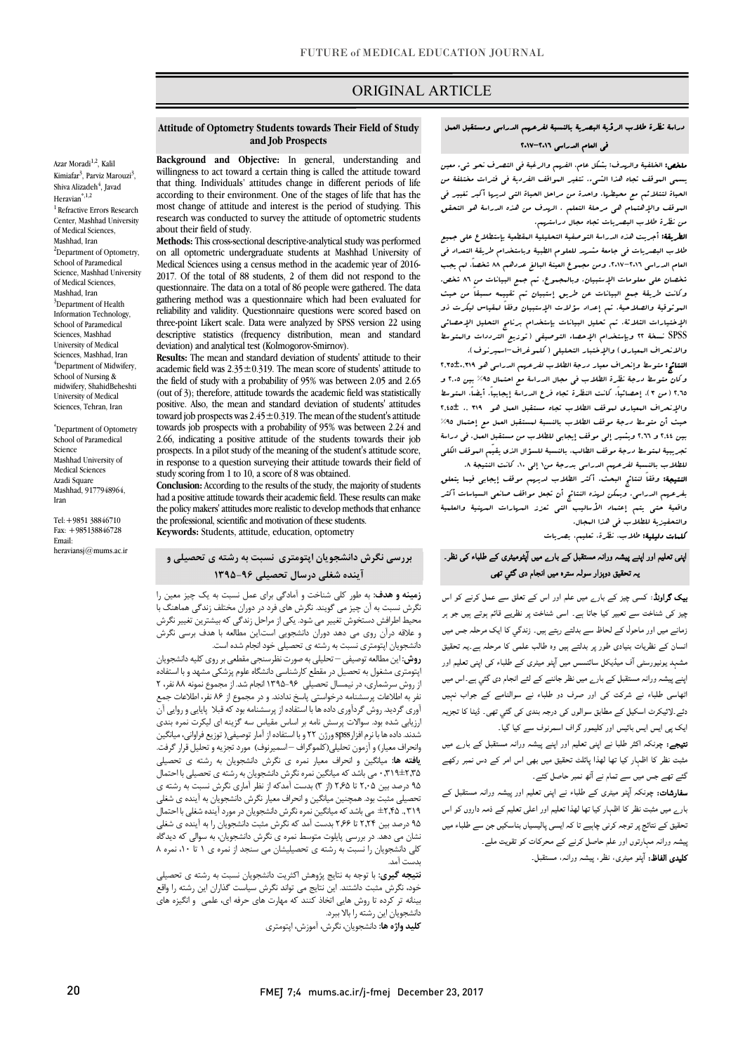# ORIGINAL ARTICLE

## Attitude of Optometry Students towards Their Field of Study and Job Prospects

Azar Moradi[1,2], Kalil Kimiafar[3], Parviz Marouzi[3], Shiva Alizadeh[4], Javad Heravian*[1,2]

[1] Refractive Errors Research Center, Mashhad University of Medical Sciences, Mashhad, Iran

[2] Department of Optometry, School of Paramedical Science, Mashhad University of Medical Sciences, Mashhad, Iran

[3] Department of Health Information Technology, School of Paramedical Sciences, Mashhad University of Medical Sciences, Mashhad, Iran

[4] Department of Midwifery, School of Nursing & midwifery, ShahidBeheshti University of Medical Sciences, Tehran, Iran

*Department of Optometry School of Paramedical Science Mashhad University of Medical Sciences Azadi Square Mashhad, 9177948964, Iran

Tel: +9851 38846710
Fax: +985138846728
Email: heraviansj@mums.ac.ir

**Background and Objective:** In general, understanding and willingness to act toward a certain thing is called the attitude toward that thing. Individuals' attitudes change in different periods of life according to their environment. One of the stages of life that has the most change of attitude and interest is the period of studying. This research was conducted to survey the attitude of optometric students about their field of study.

**Methods:** This cross-sectional descriptive-analytical study was performed on all optometric undergraduate students at Mashhad University of Medical Sciences using a census method in the academic year of 2016-2017. Of the total of 88 students, 2 of them did not respond to the questionnaire. The data on a total of 86 people were gathered. The data gathering method was a questionnaire which had been evaluated for reliability and validity. Questionnaire questions were scored based on three-point Likert scale. Data were analyzed by SPSS version 22 using descriptive statistics (frequency distribution, mean and standard deviation) and analytical test (Kolmogorov-Smirnov).

**Results:** The mean and standard deviation of students' attitude to their academic field was 2.35±0.319. The mean score of students' attitude to the field of study with a probability of 95% was between 2.05 and 2.65 (out of 3); therefore, attitude towards the academic field was statistically positive. Also, the mean and standard deviation of students' attitudes toward job prospects was 2.45±0.319. The mean of the student's attitude towards job prospects with a probability of 95% was between 2.24 and 2.66, indicating a positive attitude of the students towards their job prospects. In a pilot study of the meaning of the student's attitude score, in response to a question surveying their attitude towards their field of study scoring from 1 to 10, a score of 8 was obtained.

**Conclusion:** According to the results of the study, the majority of students had a positive attitude towards their academic field. These results can make the policy makers' attitudes more realistic to develop methods that enhance the professional, scientific and motivation of these students.

**Keywords:** Students, attitude, education, optometry

## بررسی نگرش دانشجویان اپتومتری نسبت به رشته ی تحصیلی و آینده شغلی درسال تحصیلی ۹۶-۱۳۹۵

**زمینه و هدف:** به طور کلی شناخت و آمادگی برای عمل نسبت به یک چیز معین را نگرش نسبت به آن چیز می گویند. نگرش های فرد در دوران مختلف زندگی هماهنگ با محیط اطرافش دستخوش تغییر می شود. یکی از مراحل زندگی که بیشترین تغییر نگرش و علاقه درآن روی می دهد دوران دانشجویی است.این مطالعه با هدف بررسی نگرش دانشجویان اپتومتری نسبت به رشته ی تحصیلی خود انجام شده است.

**روش:** این مطالعه توصیفی –تحلیلی به صورت نظرسنجی مقطعی بر روی کلیه دانشجویان اپتومتری مشغول به تحصیل در مقطع کارشناسی دانشگاه علوم پزشکی مشهد و با استفاده از روش سرشماری، در نیمسال تحصیلی ۹۶-۱۳۹۵ انجام شد. از مجموع نمونه ۸۸ نفر، ۲ نفر به اطلاعات پرسشنامه درخواستی پاسخ ندادند. و در مجموع از ۸۶ نفر، اطلاعات جمع آوری گردید. روش گردآوری داده ها با استفاده از پرسشنامه بود که قبلا پایایی و روایی آن ارزیابی شده بود. سوالات پرسش نامه بر اساس مقیاس سه گزینه ای لیکرت نمره بندی شدند. داده ها با نرم افزارspss ورژن ۲۲ و با استفاده از آمار توصیفی( توزیع فراوانی، میانگین وانحراف معیار) و آزمون تحلیلی(کلموگراف –اسمیرنوف) مورد تجزیه و تحلیل قرار گرفت.

**یافته ها:** میانگین و انحراف معیار نمره ی نگرش دانشجویان به رشته ی تحصیلی ۲،۳۵±۰،۳۱۹ می باشد که میانگین نمره نگرش دانشجویان به رشته ی تحصیلی با احتمال ۹۵ درصد بین ۲،۰۵ تا ۲،۶۵ (از ۳) بدست آمدکه از نظر آماری نگرش نسبت به رشته ی تحصیلی مثبت بود. همچنین میانگین و انحراف معیار نگرش دانشجویان به آینده ی شغلی ۰،۳۱۹، ۲،۴۵± می باشد که میانگین نمره نگرش دانشجویان در مورد آینده شغلی با احتمال ۹۵ درصد بین ۲،۲۴ تا ۲،۶۶ بدست آمد که نگرش مثبت دانشجویان را به آینده ی شغلی نشان می دهد. در بررسی پایلوت متوسط نمره ی نگرش دانشجویان، به سوالی که دیدگاه کلی دانشجویان را نسبت به رشته ی تحصیلیشان می سنجد از نمره ی ۱ تا ۱۰، نمره ۸ بدست آمد.

**نتیجه گیری:** با توجه به نتایج پژوهش اکثریت دانشجویان نسبت به رشته ی تحصیلی خود، نگرش مثبت داشتند. این نتایج می تواند نگرش سیاست گذاران این رشته را واقع بینانه تر کرده تا روش هایی اتخاذ کنند که مهارت های حرفه ای، علمی و انگیزه های دانشجویان این رشته را بالا ببرد.

**کلید واژه ها:** دانشجویان، نگرش، آموزش، اپتومتری

## دراسة نظرة طلاب الرؤية البصرية بالنسبة لفرعهم الدراسي ومستقبل العمل في العام الدراسي ۲۰۱۶–۲۰۱۷

**ملخص: الخلفية والهدف:** بشكل عام، الفهم والرغبة في التصرف نحو شيء معين يسمى الموقف تجاه هذا الشيء. تتغير المواقف الفردية في فترات مختلفة من الحياة لتتلائم مع محيطها، واحدة من مراحل الحياة التي لديها أكبر تغيير في الموقف والإهتمام هي مرحلة التعلم . الهدف من هذه الدراسة هو التحقق من نظرة طلاب البصريات تجاه مجال دراستهم.

**الطريقة:** أجريت هذه الدراسة التوصفية التحليلية المقطعية بإستطلاع على جميع طلاب البصريات في جامعة مشهد للعلوم الطبية وبإستخدام طريقة التعداد في العام الدراسي ۲۰۱۶–۲۰۱۷، ومن مجموع العينة البالغ عددهم ۸۸ شخصاً، لم يجب شخصان على معلومات الإستبيان، وبالمجموع، تم جمع البيانات من ۸۶ شخص، وكانت طريقة جمع البيانات عن طريق إستبيان تم تقييمه مسبقاً من حيث الموثوقية والصلاحية. تم إعداد سؤالات الإستبيان وفقاً لمقياس ليكرت ذو الإختيارات الثلاثة، تم تحليل البيانات بإستخدام برنامج التحليل الإحصائي SPSS نسخة ۲۲ وبإستخدام الإحصاء التوصيفي (توزيع الترددات والمتوسط والإنحراف المعياري) والإختبار التحليلي (كلموغراف–اسميرنوف).

**النتائج:** متوسط وإنحراف معيار درجة الطلاب لفرعهم الدراسي هو ۰،۳۱۹±۲،۳۵ وكان متوسط درجة نظرة الطلاب في مجال الدراسة مع احتمال ۹۵٪ بين ۲،۰۵ و ۲،۶۵ (من ۳)، إحصائياً، كانت النظرة تجاه فرع الدراسة إيجابية، أيضاً، المتوسط والإنحراف المعياري لموقف الطلاب تجاه مستقبل العمل هو ۳۱۹ ،، ۲،۴۵± حيث أن متوسط درجة موقف الطلاب بالنسبة لمستقبل العمل مع إحتمال ۹۵٪ بين ۲،۲۴ و ۲،۶۶ ويشير إلى موقف إيجابي للطلاب من مستقبل العمل، في دراسة تجريبية لمتوسط درجة موقف الطالب، بالنسبة للسؤال الذي يقيّم الموقف الكلي للطلاب بالنسبة لفرعهم الدراسي بدرجة من۱ إلى ۱۰، كانت النتيجة ۸.

**النتيجة:** وفقاً لنتائج البحث، أكثر الطلاب لديهم موقف إيجابي فيما يتعلق بفرعهم الدراسي. ويمكن لهذه النتائج أن تجعل مواقف صانعي السياسات أكثر واقعية حتى يتم إعتماد الأساليب التي تعزز المهارات المهنية والعلمية والتحفيزية للطلاب في هذا المجال.

**كلمات دليلية:** طلاب، نظرة، تعليم، بصريات

## اپنی تعلیم اور اپنے پیشہ ورانہ مستقبل کے بارے میں آپٹومیٹری کے طلباء کی نظر۔ یہ تحقیق دوہزار سولہ سترہ میں انجام دی گئي تھی

**بیک گراونڈ:** کسی چیز کے بارے میں علم اور اس کے تعلق سے عمل کرنے کو اس چیز کی شناخت سے تعبیر کیا جاتا ہے۔ اسی شناخت پر نظریے قائم ہوتے ہیں جو ہر زمانے میں اور ماحول کے لحاظ سے بدلتے رہتے ہیں۔ زندگي کا ایک مرحلہ جس میں انسان کے نظریات بنیادی طور پر بدلتے ہیں وہ طالب علمی کا مرحلہ ہے۔یہ تحقیق مشہد یونیورسٹی آف میڈیکل سائنسس میں آپٹو میٹری کے طلباء کی اپنی تعلیم اور اپنے پیشہ ورانہ مستقبل کے بارے میں نظر جاننے کے لئے انجام دی گئي ہے۔اس میں اٹھاسی طلباء نے شرکت کی اور صرف دو طلباء نے سوالنامے کے جواب نہیں دئے۔لائيکرٹ اسکیل کے مطابق سوالوں کی درجہ بندی کی گئي تھی۔ ڈیٹا کا تجزیہ ایک پی ایس ایس بائيس اور کلیموو گراف اسمرنوف سے کیا گيا۔

**نتیجے:** چونکہ اکثر طلبا نے اپنی تعلیم اور اپنے پیشہ ورانہ مستقبل کے بارے میں مثبت نظر کا اظہار کیا تھا لھذا پائلٹ تحقیق میں بھی اس امر کے دس نمبر رکھے گئے تھے جس میں سے تمام نے آٹھ نمبر حاصل کئے۔

**سفارشات:** چونکہ آپٹو میٹری کے طلباء نے اپنی تعلیم اور پیشہ ورانہ مستقبل کے بارے میں مثبت نظر کا اظہار کیا تھا لھذا تعلیم اور اعلی تعلیم کے ذمہ داروں کو اس تحقیق کے نتائج پر توجہ کرنی چاہیے تا کہ ایسی پالیسیاں بناسکیں جن سے طلباء میں پیشہ ورانہ مہارتوں اور علم حاصل کرنے کے محرکات کو تقویت ملے۔

**کلیدی الفاظ:** آپٹو میٹری، نظر، پیشہ ورانہ، مستقبل۔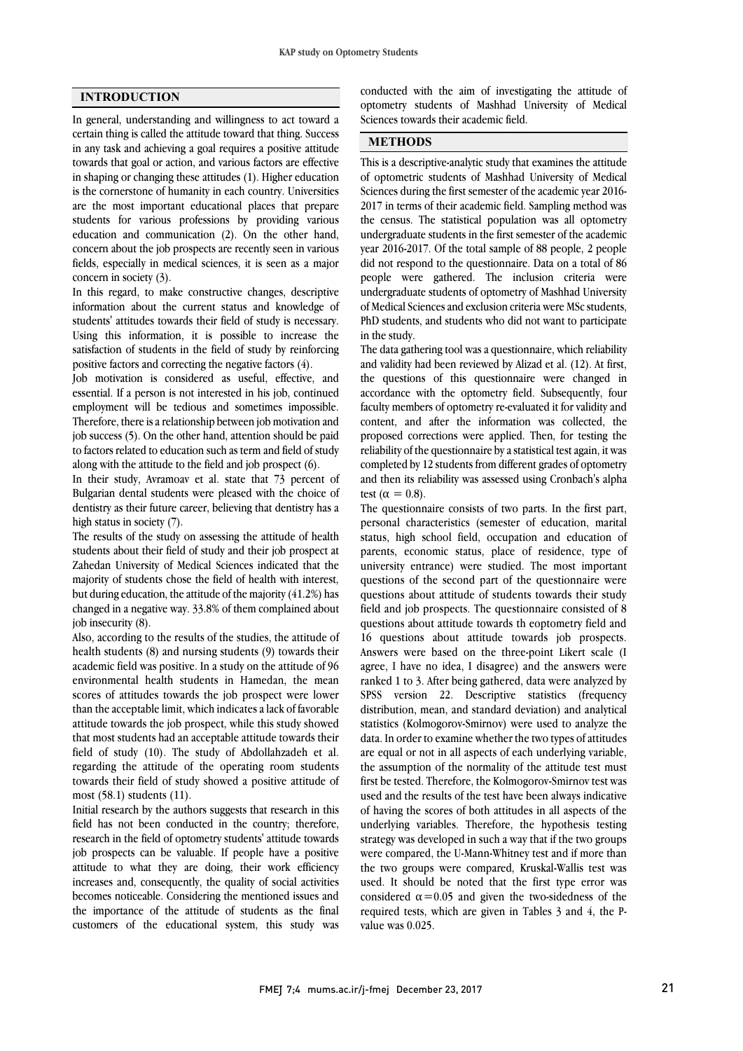## INTRODUCTION

In general, understanding and willingness to act toward a certain thing is called the attitude toward that thing. Success in any task and achieving a goal requires a positive attitude towards that goal or action, and various factors are effective in shaping or changing these attitudes (1). Higher education is the cornerstone of humanity in each country. Universities are the most important educational places that prepare students for various professions by providing various education and communication (2). On the other hand, concern about the job prospects are recently seen in various fields, especially in medical sciences, it is seen as a major concern in society (3).

In this regard, to make constructive changes, descriptive information about the current status and knowledge of students' attitudes towards their field of study is necessary. Using this information, it is possible to increase the satisfaction of students in the field of study by reinforcing positive factors and correcting the negative factors (4).

Job motivation is considered as useful, effective, and essential. If a person is not interested in his job, continued employment will be tedious and sometimes impossible. Therefore, there is a relationship between job motivation and job success (5). On the other hand, attention should be paid to factors related to education such as term and field of study along with the attitude to the field and job prospect (6).

In their study, Avramoav et al. state that 73 percent of Bulgarian dental students were pleased with the choice of dentistry as their future career, believing that dentistry has a high status in society (7).

The results of the study on assessing the attitude of health students about their field of study and their job prospect at Zahedan University of Medical Sciences indicated that the majority of students chose the field of health with interest, but during education, the attitude of the majority (41.2%) has changed in a negative way. 33.8% of them complained about job insecurity (8).

Also, according to the results of the studies, the attitude of health students (8) and nursing students (9) towards their academic field was positive. In a study on the attitude of 96 environmental health students in Hamedan, the mean scores of attitudes towards the job prospect were lower than the acceptable limit, which indicates a lack of favorable attitude towards the job prospect, while this study showed that most students had an acceptable attitude towards their field of study (10). The study of Abdollahzadeh et al. regarding the attitude of the operating room students towards their field of study showed a positive attitude of most (58.1) students (11).

Initial research by the authors suggests that research in this field has not been conducted in the country; therefore, research in the field of optometry students' attitude towards job prospects can be valuable. If people have a positive attitude to what they are doing, their work efficiency increases and, consequently, the quality of social activities becomes noticeable. Considering the mentioned issues and the importance of the attitude of students as the final customers of the educational system, this study was conducted with the aim of investigating the attitude of optometry students of Mashhad University of Medical Sciences towards their academic field.

## METHODS

This is a descriptive-analytic study that examines the attitude of optometric students of Mashhad University of Medical Sciences during the first semester of the academic year 2016-2017 in terms of their academic field. Sampling method was the census. The statistical population was all optometry undergraduate students in the first semester of the academic year 2016-2017. Of the total sample of 88 people, 2 people did not respond to the questionnaire. Data on a total of 86 people were gathered. The inclusion criteria were undergraduate students of optometry of Mashhad University of Medical Sciences and exclusion criteria were MSc students, PhD students, and students who did not want to participate in the study.

The data gathering tool was a questionnaire, which reliability and validity had been reviewed by Alizad et al. (12). At first, the questions of this questionnaire were changed in accordance with the optometry field. Subsequently, four faculty members of optometry re-evaluated it for validity and content, and after the information was collected, the proposed corrections were applied. Then, for testing the reliability of the questionnaire by a statistical test again, it was completed by 12 students from different grades of optometry and then its reliability was assessed using Cronbach's alpha test ($\alpha = 0.8$).

The questionnaire consists of two parts. In the first part, personal characteristics (semester of education, marital status, high school field, occupation and education of parents, economic status, place of residence, type of university entrance) were studied. The most important questions of the second part of the questionnaire were questions about attitude of students towards their study field and job prospects. The questionnaire consisted of 8 questions about attitude towards th eoptometry field and 16 questions about attitude towards job prospects. Answers were based on the three-point Likert scale (I agree, I have no idea, I disagree) and the answers were ranked 1 to 3. After being gathered, data were analyzed by SPSS version 22. Descriptive statistics (frequency distribution, mean, and standard deviation) and analytical statistics (Kolmogorov-Smirnov) were used to analyze the data. In order to examine whether the two types of attitudes are equal or not in all aspects of each underlying variable, the assumption of the normality of the attitude test must first be tested. Therefore, the Kolmogorov-Smirnov test was used and the results of the test have been always indicative of having the scores of both attitudes in all aspects of the underlying variables. Therefore, the hypothesis testing strategy was developed in such a way that if the two groups were compared, the U-Mann-Whitney test and if more than the two groups were compared, Kruskal-Wallis test was used. It should be noted that the first type error was considered $\alpha=0.05$ and given the two-sidedness of the required tests, which are given in Tables 3 and 4, the P-value was 0.025.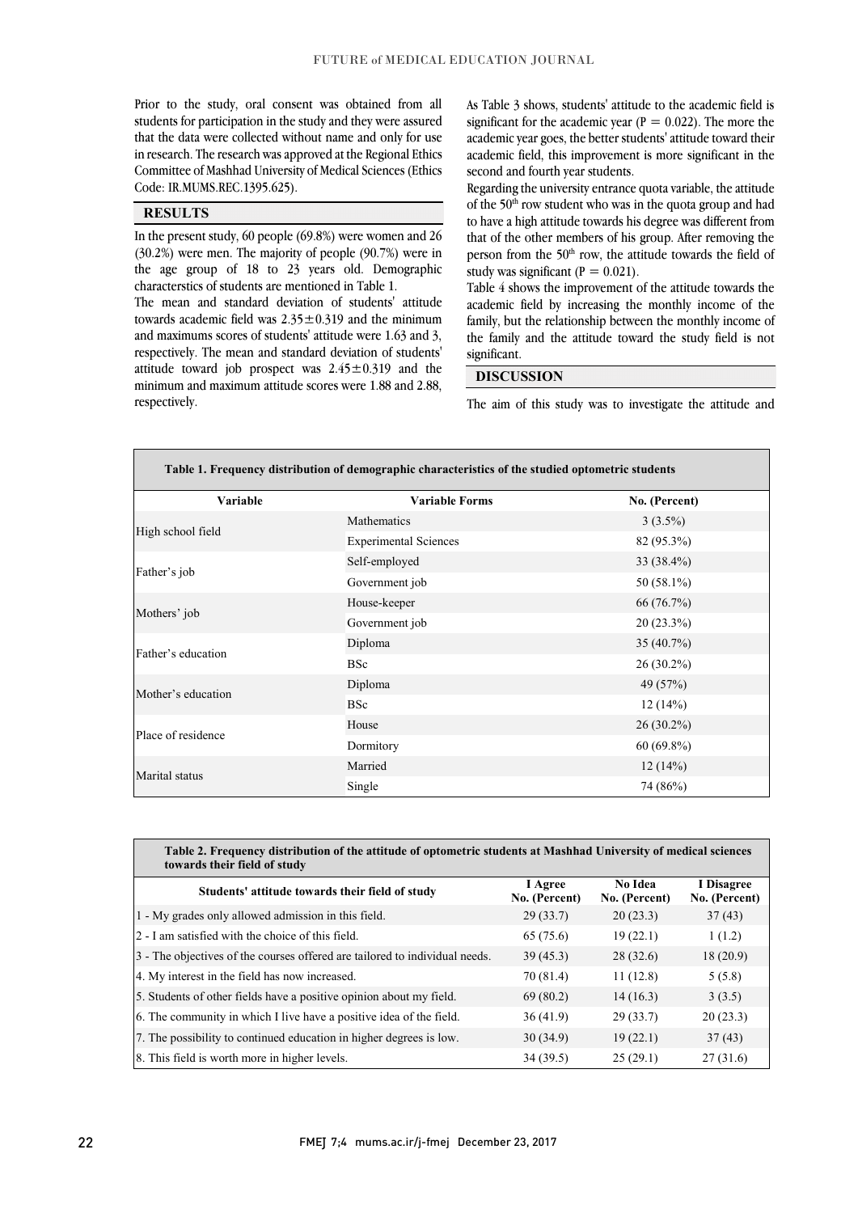Prior to the study, oral consent was obtained from all students for participation in the study and they were assured that the data were collected without name and only for use in research. The research was approved at the Regional Ethics Committee of Mashhad University of Medical Sciences (Ethics Code: IR.MUMS.REC.1395.625).

## RESULTS

In the present study, 60 people (69.8%) were women and 26 (30.2%) were men. The majority of people (90.7%) were in the age group of 18 to 23 years old. Demographic characterstics of students are mentioned in Table 1.

The mean and standard deviation of students' attitude towards academic field was $2.35 \pm 0.319$ and the minimum and maximums scores of students' attitude were 1.63 and 3, respectively. The mean and standard deviation of students' attitude toward job prospect was $2.45 \pm 0.319$ and the minimum and maximum attitude scores were 1.88 and 2.88, respectively.

As Table 3 shows, students' attitude to the academic field is significant for the academic year ($P = 0.022$). The more the academic year goes, the better students' attitude toward their academic field, this improvement is more significant in the second and fourth year students.

Regarding the university entrance quota variable, the attitude of the 50th row student who was in the quota group and had to have a high attitude towards his degree was different from that of the other members of his group. After removing the person from the 50th row, the attitude towards the field of study was significant ($P = 0.021$).

Table 4 shows the improvement of the attitude towards the academic field by increasing the monthly income of the family, but the relationship between the monthly income of the family and the attitude toward the study field is not significant.

## DISCUSSION

The aim of this study was to investigate the attitude and

**Table 1. Frequency distribution of demographic characteristics of the studied optometric students**

| Variable | Variable Forms | No. (Percent) |
|---|---|---|
| High school field | Mathematics | 3 (3.5%) |
| | Experimental Sciences | 82 (95.3%) |
| Father's job | Self-employed | 33 (38.4%) |
| | Government job | 50 (58.1%) |
| Mothers' job | House-keeper | 66 (76.7%) |
| | Government job | 20 (23.3%) |
| Father's education | Diploma | 35 (40.7%) |
| | BSc | 26 (30.2%) |
| Mother's education | Diploma | 49 (57%) |
| | BSc | 12 (14%) |
| Place of residence | House | 26 (30.2%) |
| | Dormitory | 60 (69.8%) |
| Marital status | Married | 12 (14%) |
| | Single | 74 (86%) |

**Table 2. Frequency distribution of the attitude of optometric students at Mashhad University of medical sciences towards their field of study**

| Students' attitude towards their field of study | I Agree No. (Percent) | No Idea No. (Percent) | I Disagree No. (Percent) |
|---|---|---|---|
| 1 - My grades only allowed admission in this field. | 29 (33.7) | 20 (23.3) | 37 (43) |
| 2 - I am satisfied with the choice of this field. | 65 (75.6) | 19 (22.1) | 1 (1.2) |
| 3 - The objectives of courses offered are tailored to individual needs. | 39 (45.3) | 28 (32.6) | 18 (20.9) |
| 4. My interest in the field has now increased. | 70 (81.4) | 11 (12.8) | 5 (5.8) |
| 5. Students of other fields have a positive opinion about my field. | 69 (80.2) | 14 (16.3) | 3 (3.5) |
| 6. The community in which I live have a positive idea of the field. | 36 (41.9) | 29 (33.7) | 20 (23.3) |
| 7. The possibility to continued education in higher degrees is low. | 30 (34.9) | 19 (22.1) | 37 (43) |
| 8. This field is worth more in higher levels. | 34 (39.5) | 25 (29.1) | 27 (31.6) |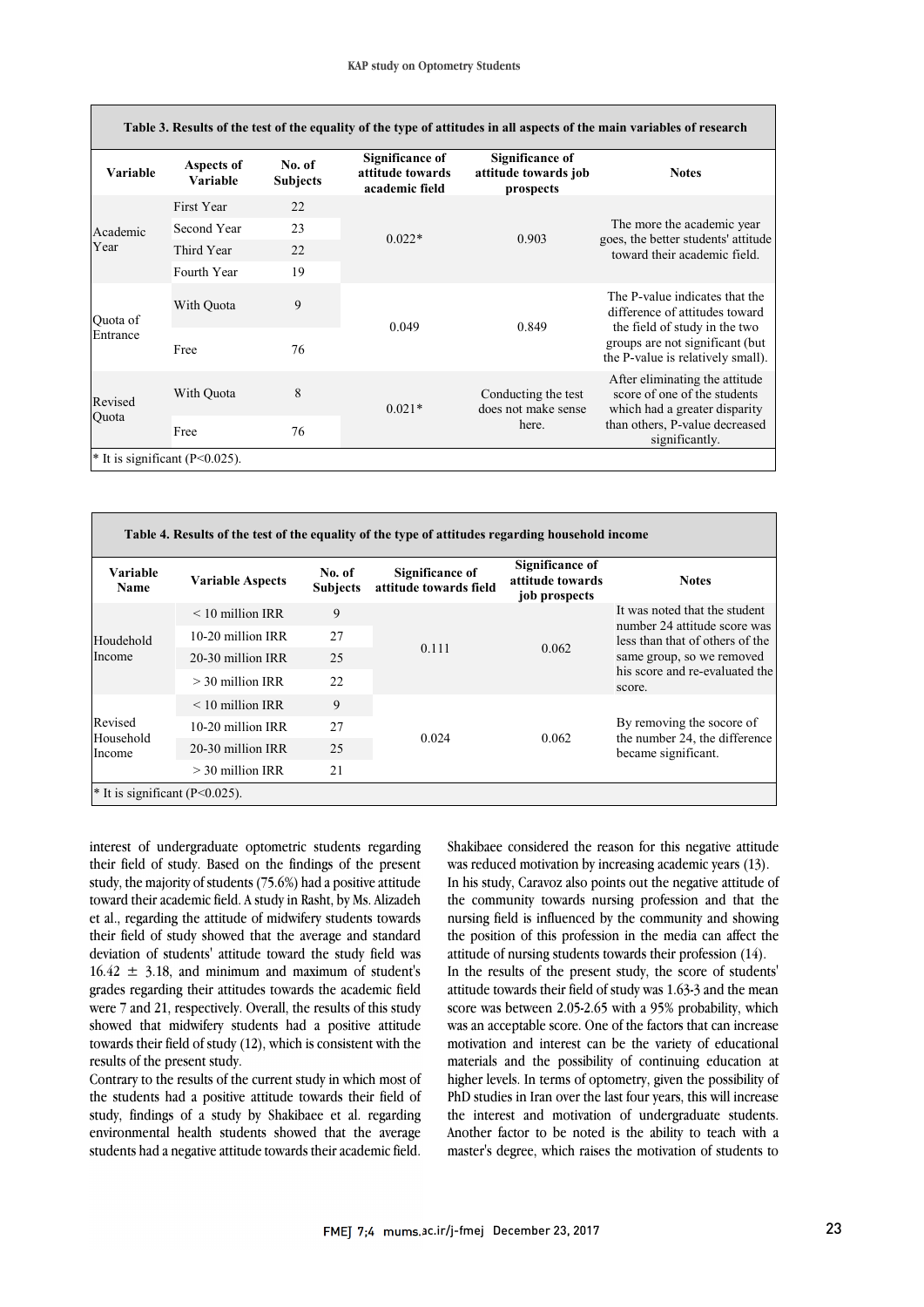**Table 3. Results of the test of the equality of the type of attitudes in all aspects of the main variables of research**

| Variable | Aspects of Variable | No. of Subjects | Significance of attitude towards academic field | Significance of attitude towards job prospects | Notes |
|---|---|---|---|---|---|
| Academic Year | First Year | 22 | 0.022* | 0.903 | The more the academic year goes, the better students' attitude toward their academic field. |
| | Second Year | 23 | | | |
| | Third Year | 22 | | | |
| | Fourth Year | 19 | | | |
| Quota of Entrance | With Quota | 9 | 0.049 | 0.849 | The P-value indicates that the difference of attitudes toward the field of study in the two groups are not significant (but the P-value is relatively small). |
| | Free | 76 | | | |
| Revised Quota | With Quota | 8 | 0.021* | Conducting the test does not make sense here. | After eliminating the attitude score of one of the students which had a greater disparity than others, P-value decreased significantly. |
| | Free | 76 | | | |

* It is significant (P<0.025).

**Table 4. Results of the test of the equality of the type of attitudes regarding household income**

| Variable Name | Variable Aspects | No. of Subjects | Significance of attitude towards field | Significance of attitude towards job prospects | Notes |
|---|---|---|---|---|---|
| Houdehold Income | < 10 million IRR | 9 | 0.111 | 0.062 | It was noted that the student number 24 attitude score was less than that of others of the same group, so we removed his score and re-evaluated the score. |
| | 10-20 million IRR | 27 | | | |
| | 20-30 million IRR | 25 | | | |
| | > 30 million IRR | 22 | | | |
| Revised Household Income | < 10 million IRR | 9 | 0.024 | 0.062 | By removing the socore of the number 24, the difference became significant. |
| | 10-20 million IRR | 27 | | | |
| | 20-30 million IRR | 25 | | | |
| | > 30 million IRR | 21 | | | |

* It is significant (P<0.025).

interest of undergraduate optometric students regarding their field of study. Based on the findings of the present study, the majority of students (75.6%) had a positive attitude toward their academic field. A study in Rasht, by Ms. Alizadeh et al., regarding the attitude of midwifery students towards their field of study showed that the average and standard deviation of students' attitude toward the study field was $16.42 \pm 3.18$, and minimum and maximum of student's grades regarding their attitudes towards the academic field were 7 and 21, respectively. Overall, the results of this study showed that midwifery students had a positive attitude towards their field of study (12), which is consistent with the results of the present study.

Contrary to the results of the current study in which most of the students had a positive attitude towards their field of study, findings of a study by Shakibaee et al. regarding environmental health students showed that the average students had a negative attitude towards their academic field. Shakibaee considered the reason for this negative attitude was reduced motivation by increasing academic years (13).

In his study, Caravoz also points out the negative attitude of the community towards nursing profession and that the nursing field is influenced by the community and showing the position of this profession in the media can affect the attitude of nursing students towards their profession (14).

In the results of the present study, the score of students' attitude towards their field of study was 1.63-3 and the mean score was between 2.05-2.65 with a 95% probability, which was an acceptable score. One of the factors that can increase motivation and interest can be the variety of educational materials and the possibility of continuing education at higher levels. In terms of optometry, given the possibility of PhD studies in Iran over the last four years, this will increase the interest and motivation of undergraduate students. Another factor to be noted is the ability to teach with a master's degree, which raises the motivation of students to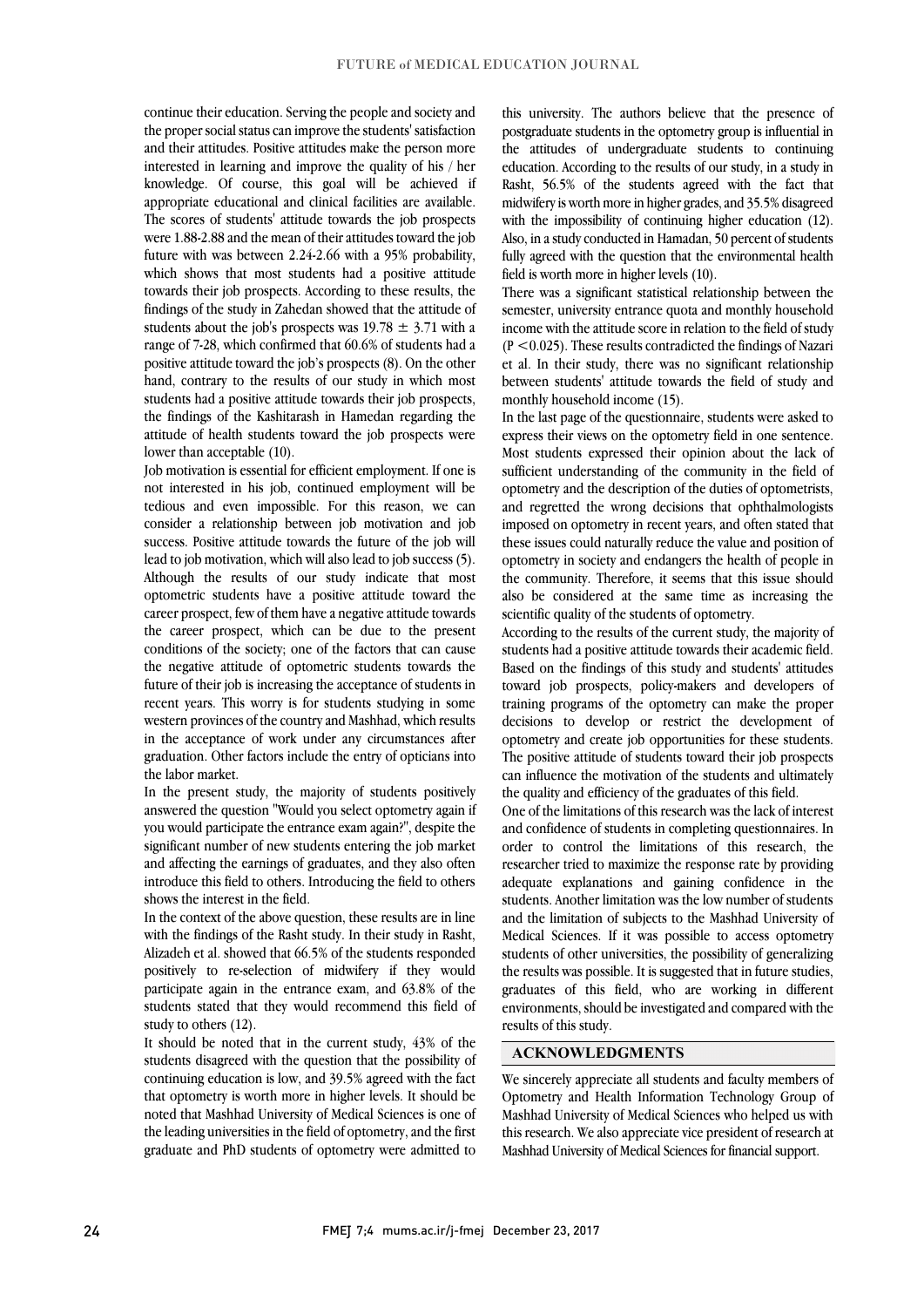continue their education. Serving the people and society and the proper social status can improve the students' satisfaction and their attitudes. Positive attitudes make the person more interested in learning and improve the quality of his / her knowledge. Of course, this goal will be achieved if appropriate educational and clinical facilities are available. The scores of students' attitude towards the job prospects were 1.88-2.88 and the mean of their attitudes toward the job future with was between 2.24-2.66 with a 95% probability, which shows that most students had a positive attitude towards their job prospects. According to these results, the findings of the study in Zahedan showed that the attitude of students about the job's prospects was $19.78 \pm 3.71$ with a range of 7-28, which confirmed that 60.6% of students had a positive attitude toward the job's prospects (8). On the other hand, contrary to the results of our study in which most students had a positive attitude towards their job prospects, the findings of the Kashitarash in Hamedan regarding the attitude of health students toward the job prospects were lower than acceptable (10).

Job motivation is essential for efficient employment. If one is not interested in his job, continued employment will be tedious and even impossible. For this reason, we can consider a relationship between job motivation and job success. Positive attitude towards the future of the job will lead to job motivation, which will also lead to job success (5). Although the results of our study indicate that most optometric students have a positive attitude toward the career prospect, few of them have a negative attitude towards the career prospect, which can be due to the present conditions of the society; one of the factors that can cause the negative attitude of optometric students towards the future of their job is increasing the acceptance of students in recent years. This worry is for students studying in some western provinces of the country and Mashhad, which results in the acceptance of work under any circumstances after graduation. Other factors include the entry of opticians into the labor market.

In the present study, the majority of students positively answered the question "Would you select optometry again if you would participate the entrance exam again?", despite the significant number of new students entering the job market and affecting the earnings of graduates, and they also often introduce this field to others. Introducing the field to others shows the interest in the field.

In the context of the above question, these results are in line with the findings of the Rasht study. In their study in Rasht, Alizadeh et al. showed that 66.5% of the students responded positively to re-selection of midwifery if they would participate again in the entrance exam, and 63.8% of the students stated that they would recommend this field of study to others (12).

It should be noted that in the current study, 43% of the students disagreed with the question that the possibility of continuing education is low, and 39.5% agreed with the fact that optometry is worth more in higher levels. It should be noted that Mashhad University of Medical Sciences is one of the leading universities in the field of optometry, and the first graduate and PhD students of optometry were admitted to this university. The authors believe that the presence of postgraduate students in the optometry group is influential in the attitudes of undergraduate students to continuing education. According to the results of our study, in a study in Rasht, 56.5% of the students agreed with the fact that midwifery is worth more in higher grades, and 35.5% disagreed with the impossibility of continuing higher education (12). Also, in a study conducted in Hamadan, 50 percent of students fully agreed with the question that the environmental health field is worth more in higher levels (10).

There was a significant statistical relationship between the semester, university entrance quota and monthly household income with the attitude score in relation to the field of study ($P < 0.025$). These results contradicted the findings of Nazari et al. In their study, there was no significant relationship between students' attitude towards the field of study and monthly household income (15).

In the last page of the questionnaire, students were asked to express their views on the optometry field in one sentence. Most students expressed their opinion about the lack of sufficient understanding of the community in the field of optometry and the description of the duties of optometrists, and regretted the wrong decisions that ophthalmologists imposed on optometry in recent years, and often stated that these issues could naturally reduce the value and position of optometry in society and endangers the health of people in the community. Therefore, it seems that this issue should also be considered at the same time as increasing the scientific quality of the students of optometry.

According to the results of the current study, the majority of students had a positive attitude towards their academic field. Based on the findings of this study and students' attitudes toward job prospects, policy-makers and developers of training programs of the optometry can make the proper decisions to develop or restrict the development of optometry and create job opportunities for these students. The positive attitude of students toward their job prospects can influence the motivation of the students and ultimately the quality and efficiency of the graduates of this field.

One of the limitations of this research was the lack of interest and confidence of students in completing questionnaires. In order to control the limitations of this research, the researcher tried to maximize the response rate by providing adequate explanations and gaining confidence in the students. Another limitation was the low number of students and the limitation of subjects to the Mashhad University of Medical Sciences. If it was possible to access optometry students of other universities, the possibility of generalizing the results was possible. It is suggested that in future studies, graduates of this field, who are working in different environments, should be investigated and compared with the results of this study.

## ACKNOWLEDGMENTS

We sincerely appreciate all students and faculty members of Optometry and Health Information Technology Group of Mashhad University of Medical Sciences who helped us with this research. We also appreciate vice president of research at Mashhad University of Medical Sciences for financial support.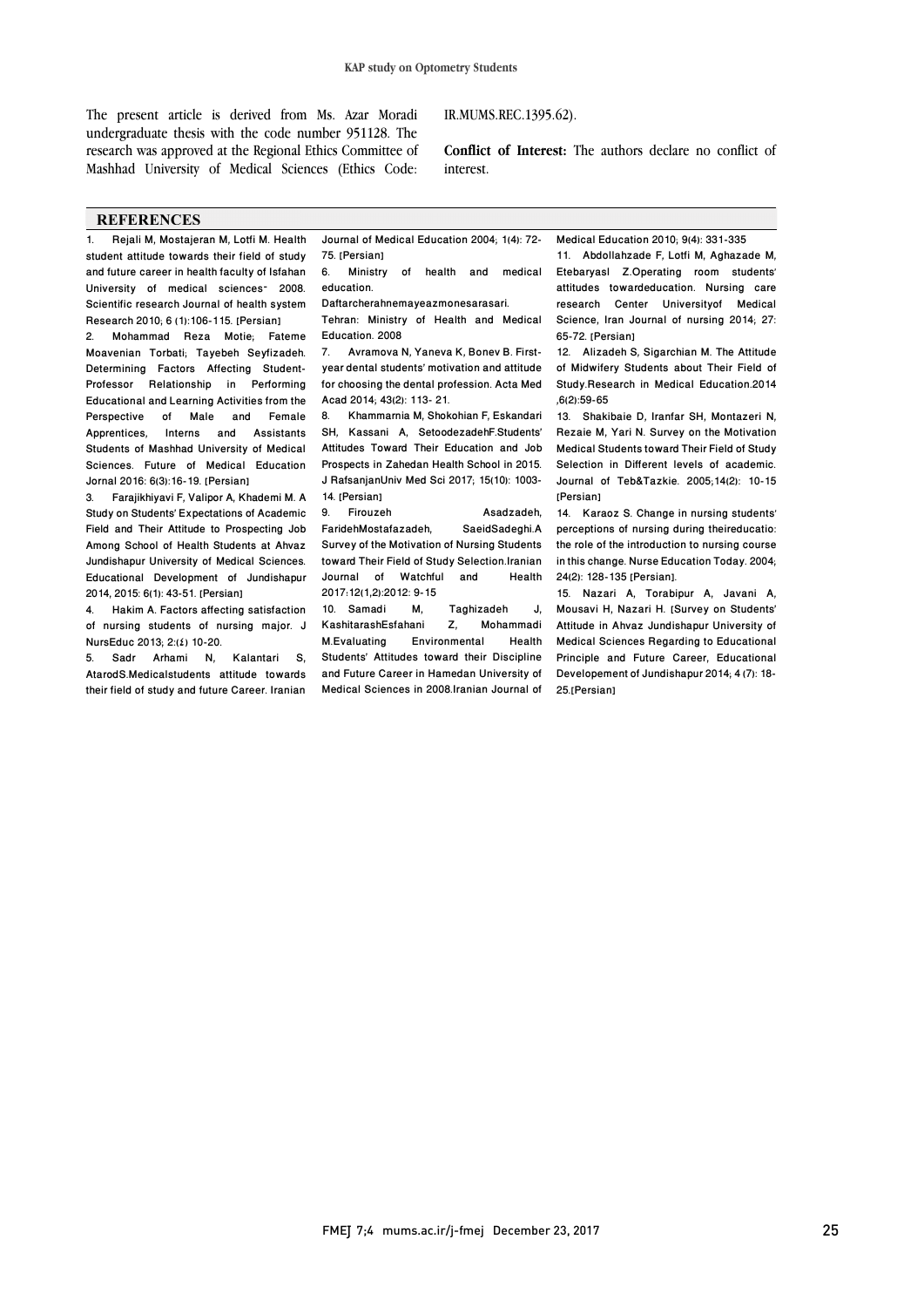The present article is derived from Ms. Azar Moradi undergraduate thesis with the code number 951128. The research was approved at the Regional Ethics Committee of Mashhad University of Medical Sciences (Ethics Code: IR.MUMS.REC.1395.62).

**Conflict of Interest:** The authors declare no conflict of interest.

## REFERENCES

1. Rejali M, Mostajeran M, Lotfi M. Health student attitude towards their field of study and future career in health faculty of Isfahan University of medical sciences- 2008. Scientific research Journal of health system Research 2010; 6 (1):106-115. [Persian]
2. Mohammad Reza Motie; Fateme Moavenian Torbati; Tayebeh Seyfizadeh. Determining Factors Affecting Student-Professor Relationship in Performing Educational and Learning Activities from the Perspective of Male and Female Apprentices, Interns and Assistants Students of Mashhad University of Medical Sciences. Future of Medical Education Jornal 2016: 6(3):16-19. [Persian]
3. Farajikhiyavi F, Valipor A, Khademi M. A Study on Students' Expectations of Academic Field and Their Attitude to Prospecting Job Among School of Health Students at Ahvaz Jundishapur University of Medical Sciences. Educational Development of Jundishapur 2014, 2015: 6(1): 43-51. [Persian]
4. Hakim A. Factors affecting satisfaction of nursing students of nursing major. J NursEduc 2013; 2:(4) 10-20.
5. Sadr Arhami N, Kalantari S, AtarodS.Medicalstudents attitude towards their field of study and future Career. Iranian Journal of Medical Education 2004; 1(4): 72-75. [Persian]
6. Ministry of health and medical education. Daftarcherahnemayeazmonesarasari. Tehran: Ministry of Health and Medical Education. 2008
7. Avramova N, Yaneva K, Bonev B. First-year dental students' motivation and attitude for choosing the dental profession. Acta Med Acad 2014; 43(2): 113- 21.
8. Khammarnia M, Shokohian F, Eskandari SH, Kassani A, SetoodezadehF.Students' Attitudes Toward Their Education and Job Prospects in Zahedan Health School in 2015. J RafsanjanUniv Med Sci 2017; 15(10): 1003-14. [Persian]
9. Firouzeh Asadzadeh, FaridehMostafazadeh, SaeidSadeghi.A Survey of the Motivation of Nursing Students toward Their Field of Study Selection.Iranian Journal of Watchful and Health 2017:12(1,2):2012: 9-15
10. Samadi M, Taghizadeh J, KashitarashEsfahani Z, Mohammadi M.Evaluating Environmental Health Students' Attitudes toward their Discipline and Future Career in Hamedan University of Medical Sciences in 2008.Iranian Journal of Medical Education 2010; 9(4): 331-335
11. Abdollahzade F, Lotfi M, Aghazade M, Etebaryasl Z.Operating room students' attitudes towardeducation. Nursing care research Center Universityof Medical Science, Iran Journal of nursing 2014; 27: 65-72. [Persian]
12. Alizadeh S, Sigarchian M. The Attitude of Midwifery Students about Their Field of Study.Research in Medical Education.2014 ,6(2):59-65
13. Shakibaie D, Iranfar SH, Montazeri N, Rezaie M, Yari N. Survey on the Motivation Medical Students toward Their Field of Study Selection in Different levels of academic. Journal of Teb&Tazkie. 2005;14(2): 10-15 [Persian]
14. Karaoz S. Change in nursing students' perceptions of nursing during theireducatio: the role of the introduction to nursing course in this change. Nurse Education Today. 2004; 24(2): 128-135 [Persian].
15. Nazari A, Torabipur A, Javani A, Mousavi H, Nazari H. [Survey on Students' Attitude in Ahvaz Jundishapur University of Medical Sciences Regarding to Educational Principle and Future Career, Educational Developement of Jundishapur 2014; 4 (7): 18-25.[Persian]